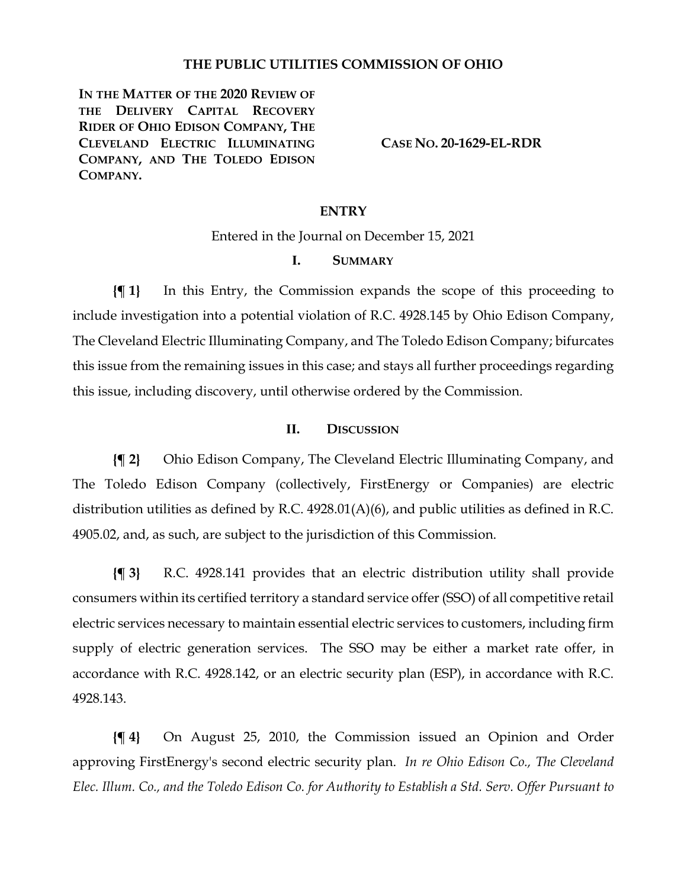# THE PUBLIC UTILITIES COMMISSION OF OHIO

| | |
|---|---|
| **IN THE MATTER OF THE 2020 REVIEW OF THE DELIVERY CAPITAL RECOVERY RIDER OF OHIO EDISON COMPANY, THE CLEVELAND ELECTRIC ILLUMINATING COMPANY, AND THE TOLEDO EDISON COMPANY.** | **CASE NO. 20-1629-EL-RDR** |

## ENTRY

Entered in the Journal on December 15, 2021

### I. SUMMARY

**{¶ 1}** In this Entry, the Commission expands the scope of this proceeding to include investigation into a potential violation of R.C. 4928.145 by Ohio Edison Company, The Cleveland Electric Illuminating Company, and The Toledo Edison Company; bifurcates this issue from the remaining issues in this case; and stays all further proceedings regarding this issue, including discovery, until otherwise ordered by the Commission.

### II. DISCUSSION

**{¶ 2}** Ohio Edison Company, The Cleveland Electric Illuminating Company, and The Toledo Edison Company (collectively, FirstEnergy or Companies) are electric distribution utilities as defined by R.C. 4928.01(A)(6), and public utilities as defined in R.C. 4905.02, and, as such, are subject to the jurisdiction of this Commission.

**{¶ 3}** R.C. 4928.141 provides that an electric distribution utility shall provide consumers within its certified territory a standard service offer (SSO) of all competitive retail electric services necessary to maintain essential electric services to customers, including firm supply of electric generation services. The SSO may be either a market rate offer, in accordance with R.C. 4928.142, or an electric security plan (ESP), in accordance with R.C. 4928.143.

**{¶ 4}** On August 25, 2010, the Commission issued an Opinion and Order approving FirstEnergy's second electric security plan. *In re Ohio Edison Co., The Cleveland Elec. Illum. Co., and the Toledo Edison Co. for Authority to Establish a Std. Serv. Offer Pursuant to*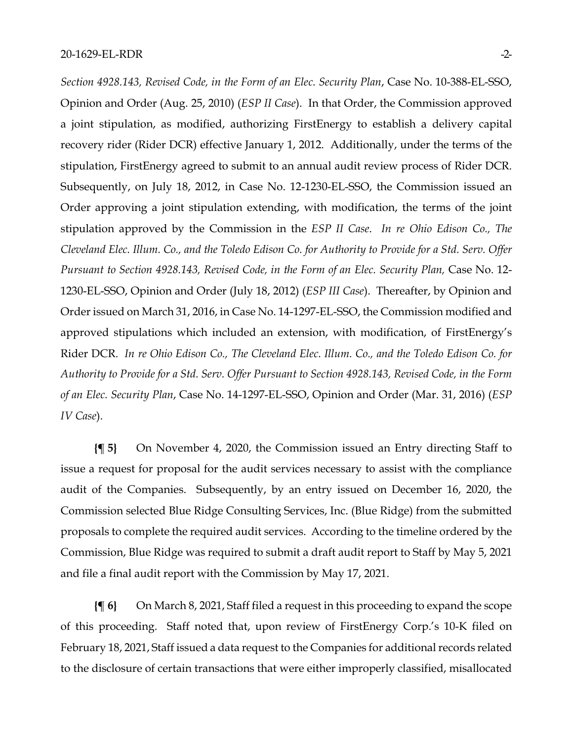*Section 4928.143, Revised Code, in the Form of an Elec. Security Plan*, Case No. 10-388-EL-SSO, Opinion and Order (Aug. 25, 2010) (*ESP II Case*). In that Order, the Commission approved a joint stipulation, as modified, authorizing FirstEnergy to establish a delivery capital recovery rider (Rider DCR) effective January 1, 2012. Additionally, under the terms of the stipulation, FirstEnergy agreed to submit to an annual audit review process of Rider DCR. Subsequently, on July 18, 2012, in Case No. 12-1230-EL-SSO, the Commission issued an Order approving a joint stipulation extending, with modification, the terms of the joint stipulation approved by the Commission in the *ESP II Case*. *In re Ohio Edison Co., The Cleveland Elec. Illum. Co., and the Toledo Edison Co. for Authority to Provide for a Std. Serv. Offer Pursuant to Section 4928.143, Revised Code, in the Form of an Elec. Security Plan,* Case No. 12-1230-EL-SSO, Opinion and Order (July 18, 2012) (*ESP III Case*). Thereafter, by Opinion and Order issued on March 31, 2016, in Case No. 14-1297-EL-SSO, the Commission modified and approved stipulations which included an extension, with modification, of FirstEnergy's Rider DCR. *In re Ohio Edison Co., The Cleveland Elec. Illum. Co., and the Toledo Edison Co. for Authority to Provide for a Std. Serv. Offer Pursuant to Section 4928.143, Revised Code, in the Form of an Elec. Security Plan*, Case No. 14-1297-EL-SSO, Opinion and Order (Mar. 31, 2016) (*ESP IV Case*).

**{¶ 5}** On November 4, 2020, the Commission issued an Entry directing Staff to issue a request for proposal for the audit services necessary to assist with the compliance audit of the Companies. Subsequently, by an entry issued on December 16, 2020, the Commission selected Blue Ridge Consulting Services, Inc. (Blue Ridge) from the submitted proposals to complete the required audit services. According to the timeline ordered by the Commission, Blue Ridge was required to submit a draft audit report to Staff by May 5, 2021 and file a final audit report with the Commission by May 17, 2021.

**{¶ 6}** On March 8, 2021, Staff filed a request in this proceeding to expand the scope of this proceeding. Staff noted that, upon review of FirstEnergy Corp.'s 10-K filed on February 18, 2021, Staff issued a data request to the Companies for additional records related to the disclosure of certain transactions that were either improperly classified, misallocated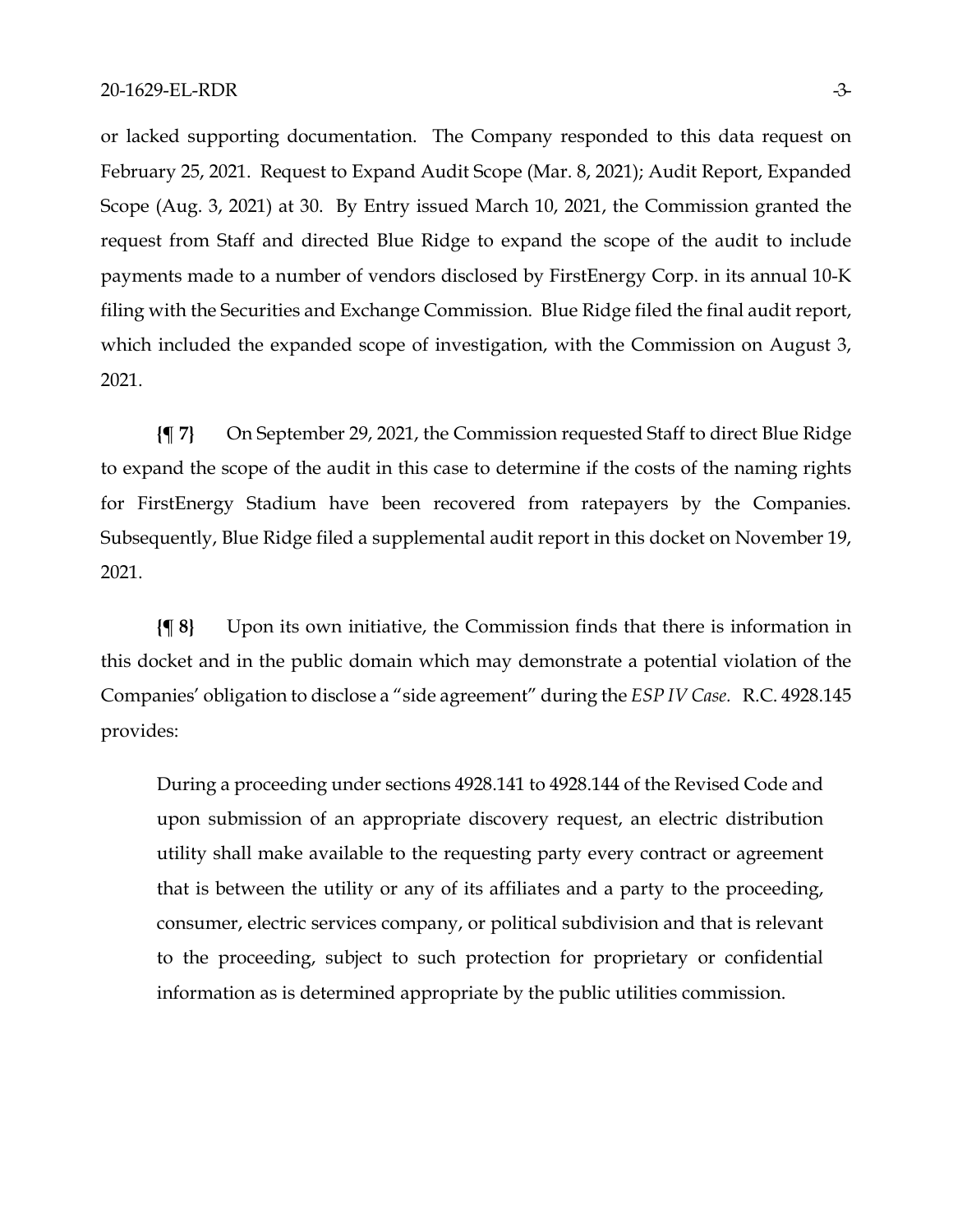or lacked supporting documentation. The Company responded to this data request on February 25, 2021. Request to Expand Audit Scope (Mar. 8, 2021); Audit Report, Expanded Scope (Aug. 3, 2021) at 30. By Entry issued March 10, 2021, the Commission granted the request from Staff and directed Blue Ridge to expand the scope of the audit to include payments made to a number of vendors disclosed by FirstEnergy Corp. in its annual 10-K filing with the Securities and Exchange Commission. Blue Ridge filed the final audit report, which included the expanded scope of investigation, with the Commission on August 3, 2021.

**{¶ 7}** On September 29, 2021, the Commission requested Staff to direct Blue Ridge to expand the scope of the audit in this case to determine if the costs of the naming rights for FirstEnergy Stadium have been recovered from ratepayers by the Companies. Subsequently, Blue Ridge filed a supplemental audit report in this docket on November 19, 2021.

**{¶ 8}** Upon its own initiative, the Commission finds that there is information in this docket and in the public domain which may demonstrate a potential violation of the Companies' obligation to disclose a "side agreement" during the *ESP IV Case.* R.C. 4928.145 provides:

> During a proceeding under sections 4928.141 to 4928.144 of the Revised Code and upon submission of an appropriate discovery request, an electric distribution utility shall make available to the requesting party every contract or agreement that is between the utility or any of its affiliates and a party to the proceeding, consumer, electric services company, or political subdivision and that is relevant to the proceeding, subject to such protection for proprietary or confidential information as is determined appropriate by the public utilities commission.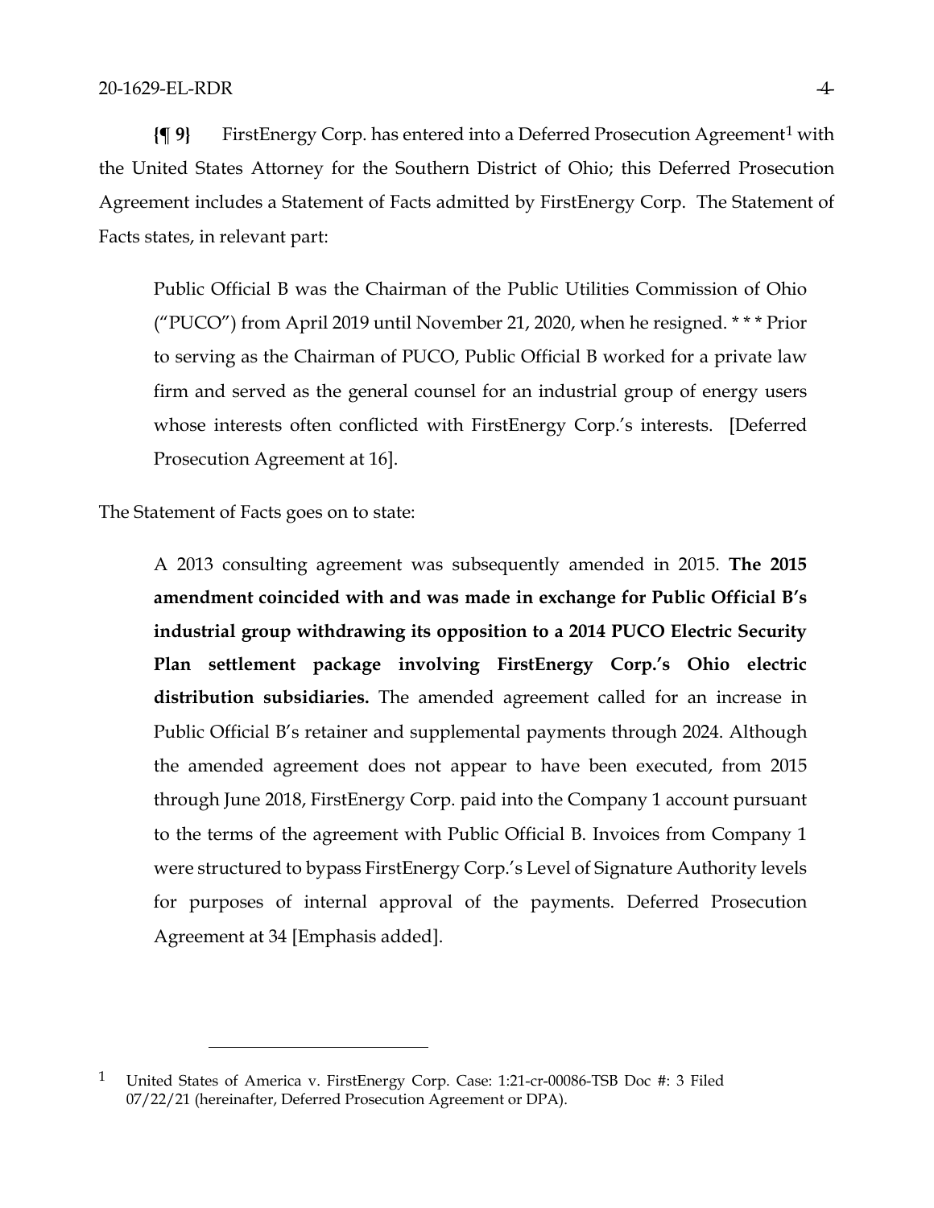**{¶ 9}** FirstEnergy Corp. has entered into a Deferred Prosecution Agreement[1] with the United States Attorney for the Southern District of Ohio; this Deferred Prosecution Agreement includes a Statement of Facts admitted by FirstEnergy Corp. The Statement of Facts states, in relevant part:

> Public Official B was the Chairman of the Public Utilities Commission of Ohio ("PUCO") from April 2019 until November 21, 2020, when he resigned. * * * Prior to serving as the Chairman of PUCO, Public Official B worked for a private law firm and served as the general counsel for an industrial group of energy users whose interests often conflicted with FirstEnergy Corp.'s interests. [Deferred Prosecution Agreement at 16].

The Statement of Facts goes on to state:

> A 2013 consulting agreement was subsequently amended in 2015. **The 2015 amendment coincided with and was made in exchange for Public Official B's industrial group withdrawing its opposition to a 2014 PUCO Electric Security Plan settlement package involving FirstEnergy Corp.'s Ohio electric distribution subsidiaries.** The amended agreement called for an increase in Public Official B's retainer and supplemental payments through 2024. Although the amended agreement does not appear to have been executed, from 2015 through June 2018, FirstEnergy Corp. paid into the Company 1 account pursuant to the terms of the agreement with Public Official B. Invoices from Company 1 were structured to bypass FirstEnergy Corp.'s Level of Signature Authority levels for purposes of internal approval of the payments. Deferred Prosecution Agreement at 34 [Emphasis added].

---

[1] United States of America v. FirstEnergy Corp. Case: 1:21-cr-00086-TSB Doc #: 3 Filed 07/22/21 (hereinafter, Deferred Prosecution Agreement or DPA).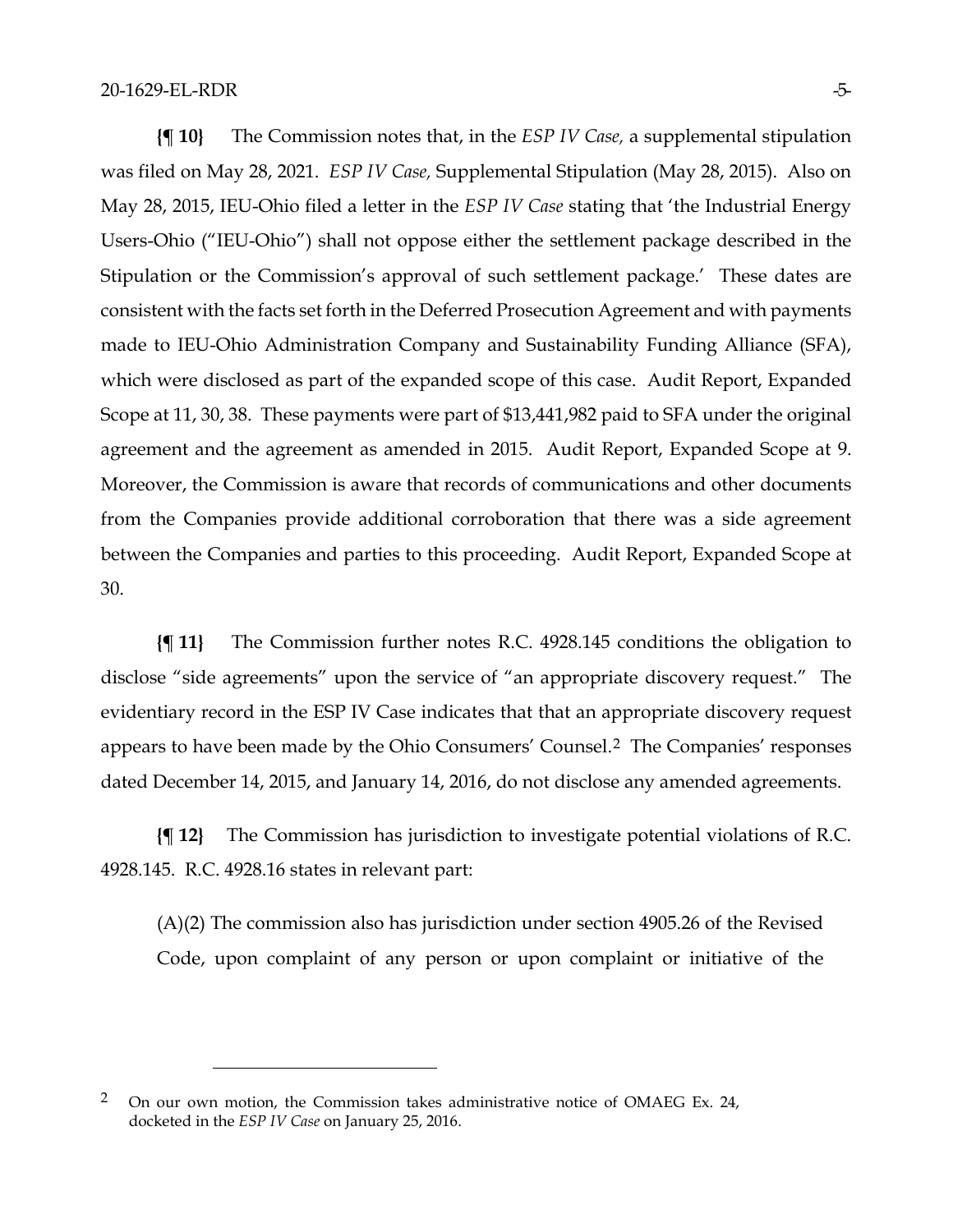**{¶ 10}** The Commission notes that, in the *ESP IV Case,* a supplemental stipulation was filed on May 28, 2021. *ESP IV Case,* Supplemental Stipulation (May 28, 2015). Also on May 28, 2015, IEU-Ohio filed a letter in the *ESP IV Case* stating that 'the Industrial Energy Users-Ohio ("IEU-Ohio") shall not oppose either the settlement package described in the Stipulation or the Commission's approval of such settlement package.' These dates are consistent with the facts set forth in the Deferred Prosecution Agreement and with payments made to IEU-Ohio Administration Company and Sustainability Funding Alliance (SFA), which were disclosed as part of the expanded scope of this case. Audit Report, Expanded Scope at 11, 30, 38. These payments were part of $13,441,982 paid to SFA under the original agreement and the agreement as amended in 2015. Audit Report, Expanded Scope at 9. Moreover, the Commission is aware that records of communications and other documents from the Companies provide additional corroboration that there was a side agreement between the Companies and parties to this proceeding. Audit Report, Expanded Scope at 30.

**{¶ 11}** The Commission further notes R.C. 4928.145 conditions the obligation to disclose "side agreements" upon the service of "an appropriate discovery request." The evidentiary record in the ESP IV Case indicates that that an appropriate discovery request appears to have been made by the Ohio Consumers' Counsel.[2] The Companies' responses dated December 14, 2015, and January 14, 2016, do not disclose any amended agreements.

**{¶ 12}** The Commission has jurisdiction to investigate potential violations of R.C. 4928.145. R.C. 4928.16 states in relevant part:

> (A)(2) The commission also has jurisdiction under section 4905.26 of the Revised Code, upon complaint of any person or upon complaint or initiative of the

[2] On our own motion, the Commission takes administrative notice of OMAEG Ex. 24, docketed in the *ESP IV Case* on January 25, 2016.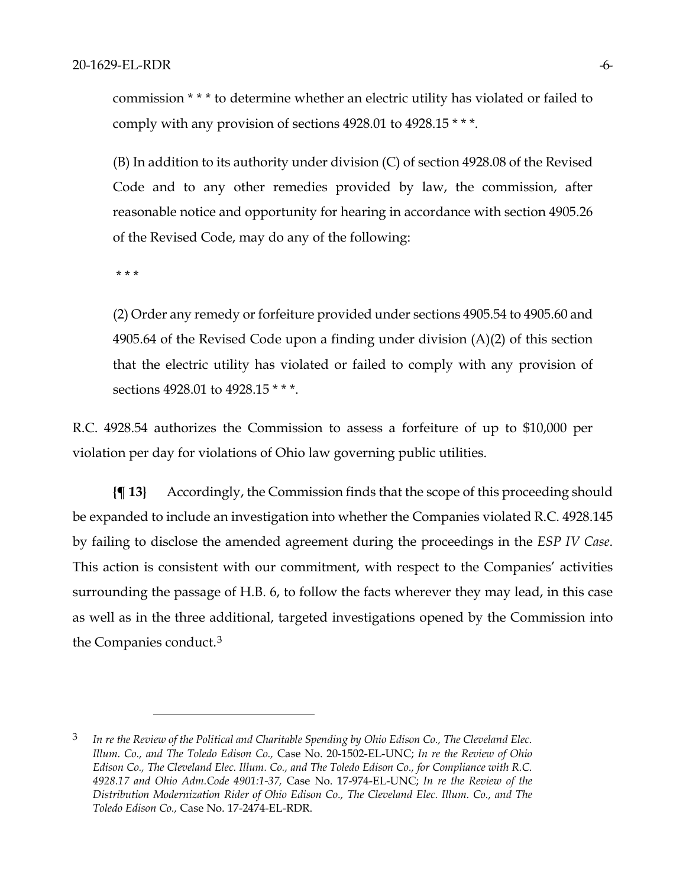commission * * * to determine whether an electric utility has violated or failed to comply with any provision of sections 4928.01 to 4928.15 * * *.

> (B) In addition to its authority under division (C) of section 4928.08 of the Revised Code and to any other remedies provided by law, the commission, after reasonable notice and opportunity for hearing in accordance with section 4905.26 of the Revised Code, may do any of the following:
>
> * * *
>
> (2) Order any remedy or forfeiture provided under sections 4905.54 to 4905.60 and 4905.64 of the Revised Code upon a finding under division (A)(2) of this section that the electric utility has violated or failed to comply with any provision of sections 4928.01 to 4928.15 * * *.

R.C. 4928.54 authorizes the Commission to assess a forfeiture of up to $10,000 per violation per day for violations of Ohio law governing public utilities.

**{¶ 13}** Accordingly, the Commission finds that the scope of this proceeding should be expanded to include an investigation into whether the Companies violated R.C. 4928.145 by failing to disclose the amended agreement during the proceedings in the *ESP IV Case*. This action is consistent with our commitment, with respect to the Companies' activities surrounding the passage of H.B. 6, to follow the facts wherever they may lead, in this case as well as in the three additional, targeted investigations opened by the Commission into the Companies conduct.[3]

---

[3] *In re the Review of the Political and Charitable Spending by Ohio Edison Co., The Cleveland Elec. Illum. Co., and The Toledo Edison Co.,* Case No. 20-1502-EL-UNC; *In re the Review of Ohio Edison Co., The Cleveland Elec. Illum. Co., and The Toledo Edison Co., for Compliance with R.C. 4928.17 and Ohio Adm.Code 4901:1-37,* Case No. 17-974-EL-UNC; *In re the Review of the Distribution Modernization Rider of Ohio Edison Co., The Cleveland Elec. Illum. Co., and The Toledo Edison Co.,* Case No. 17-2474-EL-RDR.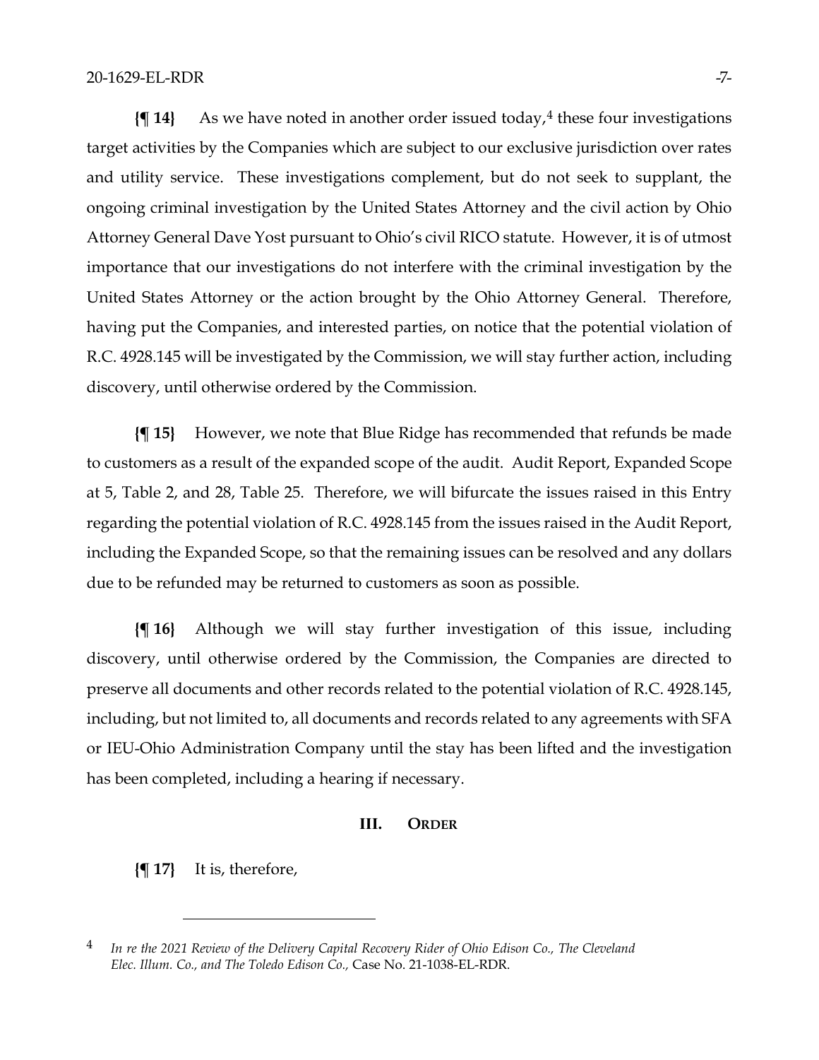**{¶ 14}** As we have noted in another order issued today,[4] these four investigations target activities by the Companies which are subject to our exclusive jurisdiction over rates and utility service. These investigations complement, but do not seek to supplant, the ongoing criminal investigation by the United States Attorney and the civil action by Ohio Attorney General Dave Yost pursuant to Ohio's civil RICO statute. However, it is of utmost importance that our investigations do not interfere with the criminal investigation by the United States Attorney or the action brought by the Ohio Attorney General. Therefore, having put the Companies, and interested parties, on notice that the potential violation of R.C. 4928.145 will be investigated by the Commission, we will stay further action, including discovery, until otherwise ordered by the Commission.

**{¶ 15}** However, we note that Blue Ridge has recommended that refunds be made to customers as a result of the expanded scope of the audit. Audit Report, Expanded Scope at 5, Table 2, and 28, Table 25. Therefore, we will bifurcate the issues raised in this Entry regarding the potential violation of R.C. 4928.145 from the issues raised in the Audit Report, including the Expanded Scope, so that the remaining issues can be resolved and any dollars due to be refunded may be returned to customers as soon as possible.

**{¶ 16}** Although we will stay further investigation of this issue, including discovery, until otherwise ordered by the Commission, the Companies are directed to preserve all documents and other records related to the potential violation of R.C. 4928.145, including, but not limited to, all documents and records related to any agreements with SFA or IEU-Ohio Administration Company until the stay has been lifted and the investigation has been completed, including a hearing if necessary.

## III. ORDER

**{¶ 17}** It is, therefore,

---

[4] *In re the 2021 Review of the Delivery Capital Recovery Rider of Ohio Edison Co., The Cleveland Elec. Illum. Co., and The Toledo Edison Co.,* Case No. 21-1038-EL-RDR.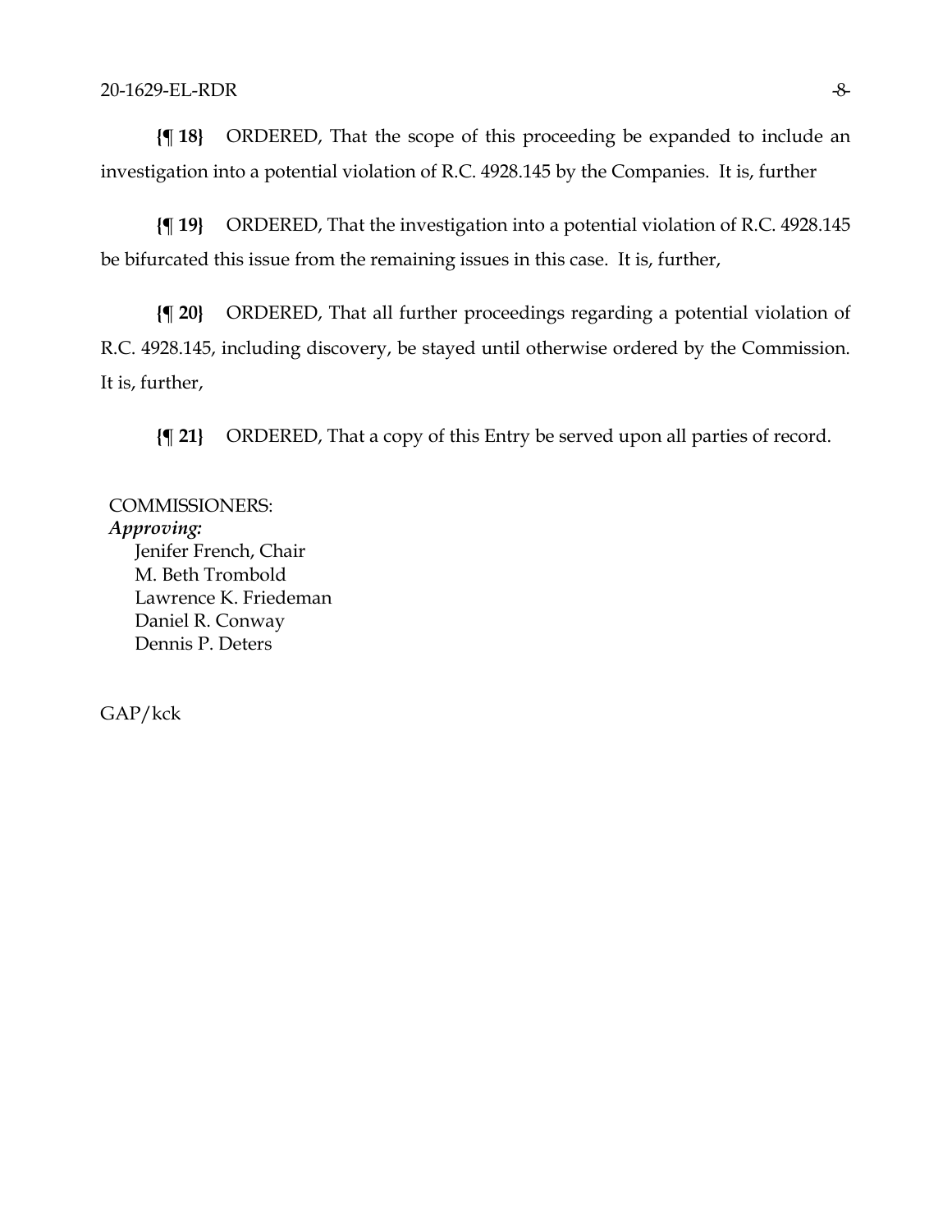**{¶ 18}** ORDERED, That the scope of this proceeding be expanded to include an investigation into a potential violation of R.C. 4928.145 by the Companies. It is, further

**{¶ 19}** ORDERED, That the investigation into a potential violation of R.C. 4928.145 be bifurcated this issue from the remaining issues in this case. It is, further,

**{¶ 20}** ORDERED, That all further proceedings regarding a potential violation of R.C. 4928.145, including discovery, be stayed until otherwise ordered by the Commission. It is, further,

**{¶ 21}** ORDERED, That a copy of this Entry be served upon all parties of record.

COMMISSIONERS:
*Approving:*
Jenifer French, Chair
M. Beth Trombold
Lawrence K. Friedeman
Daniel R. Conway
Dennis P. Deters

GAP/kck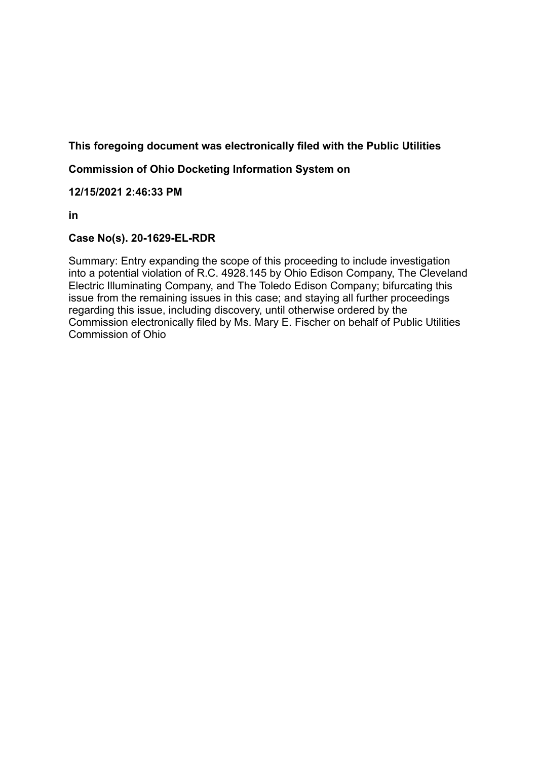**This foregoing document was electronically filed with the Public Utilities**

**Commission of Ohio Docketing Information System on**

**12/15/2021 2:46:33 PM**

**in**

**Case No(s). 20-1629-EL-RDR**

Summary: Entry expanding the scope of this proceeding to include investigation into a potential violation of R.C. 4928.145 by Ohio Edison Company, The Cleveland Electric Illuminating Company, and The Toledo Edison Company; bifurcating this issue from the remaining issues in this case; and staying all further proceedings regarding this issue, including discovery, until otherwise ordered by the Commission electronically filed by Ms. Mary E. Fischer on behalf of Public Utilities Commission of Ohio